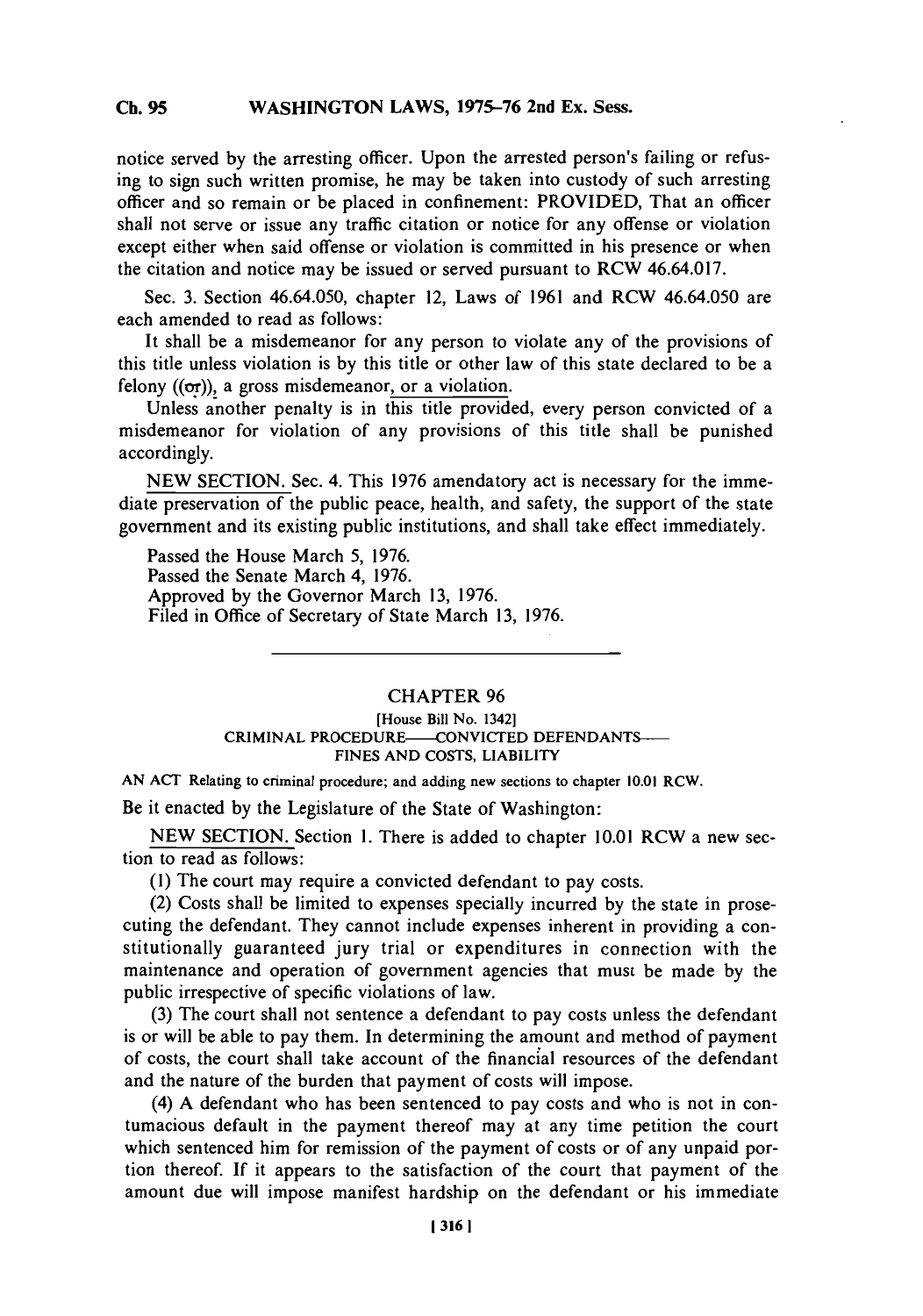notice served by the arresting officer. Upon the arrested person's failing or refusing to sign such written promise, he may be taken into custody of such arresting officer and so remain or be placed in confinement: PROVIDED, That an officer shall not serve or issue any traffic citation or notice for any offense or violation except either when said offense or violation is committed in his presence or when the citation and notice may be issued or served pursuant to RCW 46.64.017.

Sec. 3. Section 46.64.050, chapter 12, Laws of 1961 and RCW 46.64.050 are each amended to read as follows:

It shall be a misdemeanor for any person to violate any of the provisions of this title unless violation is by this title or other law of this state declared to be a felony ((or)), a gross misdemeanor, or a violation.

Unless another penalty is in this title provided, every person convicted of a misdemeanor for violation of any provisions of this title shall be punished accordingly.

NEW SECTION. Sec. 4. This 1976 amendatory act is necessary for the immediate preservation of the public peace, health, and safety, the support of the state government and its existing public institutions, and shall take effect immediately.

Passed the House March 5, 1976.
Passed the Senate March 4, 1976.
Approved by the Governor March 13, 1976.
Filed in Office of Secretary of State March 13, 1976.

---

## CHAPTER 96

[House Bill No. 1342]
CRIMINAL PROCEDURE—CONVICTED DEFENDANTS—FINES AND COSTS, LIABILITY

AN ACT Relating to criminal procedure; and adding new sections to chapter 10.01 RCW.

Be it enacted by the Legislature of the State of Washington:

NEW SECTION. Section 1. There is added to chapter 10.01 RCW a new section to read as follows:

(1) The court may require a convicted defendant to pay costs.

(2) Costs shall be limited to expenses specially incurred by the state in prosecuting the defendant. They cannot include expenses inherent in providing a constitutionally guaranteed jury trial or expenditures in connection with the maintenance and operation of government agencies that must be made by the public irrespective of specific violations of law.

(3) The court shall not sentence a defendant to pay costs unless the defendant is or will be able to pay them. In determining the amount and method of payment of costs, the court shall take account of the financial resources of the defendant and the nature of the burden that payment of costs will impose.

(4) A defendant who has been sentenced to pay costs and who is not in contumacious default in the payment thereof may at any time petition the court which sentenced him for remission of the payment of costs or of any unpaid portion thereof. If it appears to the satisfaction of the court that payment of the amount due will impose manifest hardship on the defendant or his immediate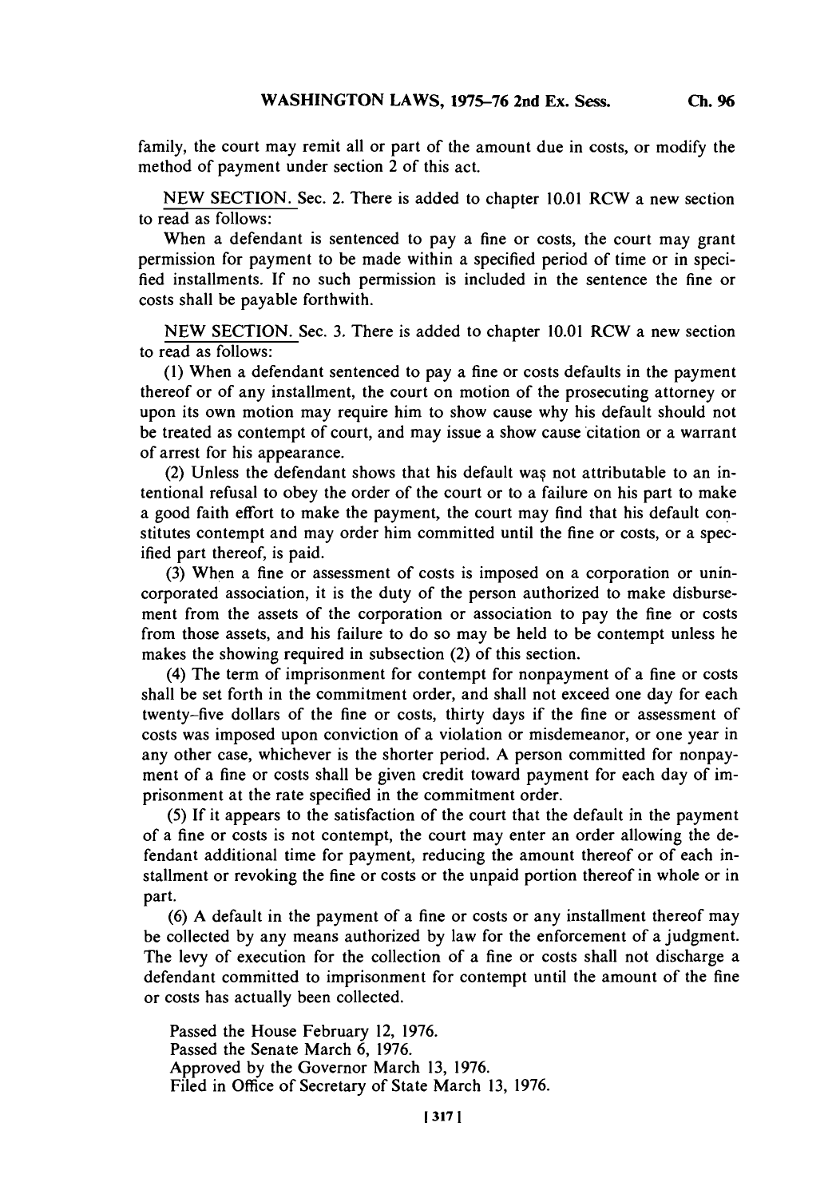family, the court may remit all or part of the amount due in costs, or modify the method of payment under section 2 of this act.

NEW SECTION. Sec. 2. There is added to chapter 10.01 RCW a new section to read as follows:

When a defendant is sentenced to pay a fine or costs, the court may grant permission for payment to be made within a specified period of time or in specified installments. If no such permission is included in the sentence the fine or costs shall be payable forthwith.

NEW SECTION. Sec. 3. There is added to chapter 10.01 RCW a new section to read as follows:

(1) When a defendant sentenced to pay a fine or costs defaults in the payment thereof or of any installment, the court on motion of the prosecuting attorney or upon its own motion may require him to show cause why his default should not be treated as contempt of court, and may issue a show cause citation or a warrant of arrest for his appearance.

(2) Unless the defendant shows that his default was not attributable to an intentional refusal to obey the order of the court or to a failure on his part to make a good faith effort to make the payment, the court may find that his default constitutes contempt and may order him committed until the fine or costs, or a specified part thereof, is paid.

(3) When a fine or assessment of costs is imposed on a corporation or unincorporated association, it is the duty of the person authorized to make disbursement from the assets of the corporation or association to pay the fine or costs from those assets, and his failure to do so may be held to be contempt unless he makes the showing required in subsection (2) of this section.

(4) The term of imprisonment for contempt for nonpayment of a fine or costs shall be set forth in the commitment order, and shall not exceed one day for each twenty-five dollars of the fine or costs, thirty days if the fine or assessment of costs was imposed upon conviction of a violation or misdemeanor, or one year in any other case, whichever is the shorter period. A person committed for nonpayment of a fine or costs shall be given credit toward payment for each day of imprisonment at the rate specified in the commitment order.

(5) If it appears to the satisfaction of the court that the default in the payment of a fine or costs is not contempt, the court may enter an order allowing the defendant additional time for payment, reducing the amount thereof or of each installment or revoking the fine or costs or the unpaid portion thereof in whole or in part.

(6) A default in the payment of a fine or costs or any installment thereof may be collected by any means authorized by law for the enforcement of a judgment. The levy of execution for the collection of a fine or costs shall not discharge a defendant committed to imprisonment for contempt until the amount of the fine or costs has actually been collected.

Passed the House February 12, 1976.
Passed the Senate March 6, 1976.
Approved by the Governor March 13, 1976.
Filed in Office of Secretary of State March 13, 1976.